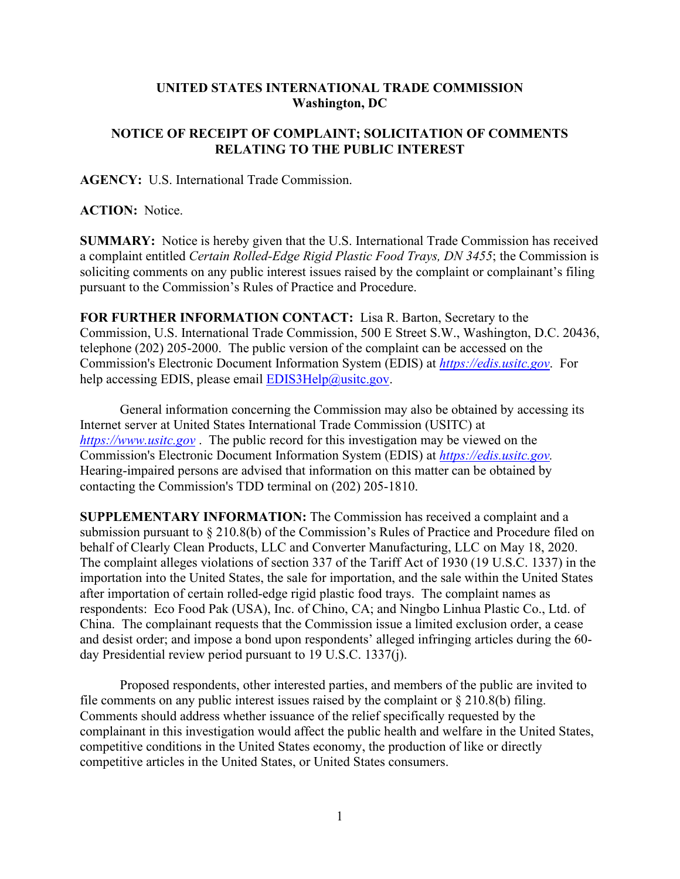**UNITED STATES INTERNATIONAL TRADE COMMISSION**
**Washington, DC**

**NOTICE OF RECEIPT OF COMPLAINT; SOLICITATION OF COMMENTS RELATING TO THE PUBLIC INTEREST**

**AGENCY:** U.S. International Trade Commission.

**ACTION:** Notice.

**SUMMARY:** Notice is hereby given that the U.S. International Trade Commission has received a complaint entitled *Certain Rolled-Edge Rigid Plastic Food Trays, DN 3455*; the Commission is soliciting comments on any public interest issues raised by the complaint or complainant's filing pursuant to the Commission's Rules of Practice and Procedure.

**FOR FURTHER INFORMATION CONTACT:** Lisa R. Barton, Secretary to the Commission, U.S. International Trade Commission, 500 E Street S.W., Washington, D.C. 20436, telephone (202) 205-2000. The public version of the complaint can be accessed on the Commission's Electronic Document Information System (EDIS) at *https://edis.usitc.gov*. For help accessing EDIS, please email EDIS3Help@usitc.gov.

General information concerning the Commission may also be obtained by accessing its Internet server at United States International Trade Commission (USITC) at *https://www.usitc.gov* . The public record for this investigation may be viewed on the Commission's Electronic Document Information System (EDIS) at *https://edis.usitc.gov.* Hearing-impaired persons are advised that information on this matter can be obtained by contacting the Commission's TDD terminal on (202) 205-1810.

**SUPPLEMENTARY INFORMATION:** The Commission has received a complaint and a submission pursuant to § 210.8(b) of the Commission's Rules of Practice and Procedure filed on behalf of Clearly Clean Products, LLC and Converter Manufacturing, LLC on May 18, 2020. The complaint alleges violations of section 337 of the Tariff Act of 1930 (19 U.S.C. 1337) in the importation into the United States, the sale for importation, and the sale within the United States after importation of certain rolled-edge rigid plastic food trays. The complaint names as respondents: Eco Food Pak (USA), Inc. of Chino, CA; and Ningbo Linhua Plastic Co., Ltd. of China. The complainant requests that the Commission issue a limited exclusion order, a cease and desist order; and impose a bond upon respondents' alleged infringing articles during the 60-day Presidential review period pursuant to 19 U.S.C. 1337(j).

Proposed respondents, other interested parties, and members of the public are invited to file comments on any public interest issues raised by the complaint or § 210.8(b) filing. Comments should address whether issuance of the relief specifically requested by the complainant in this investigation would affect the public health and welfare in the United States, competitive conditions in the United States economy, the production of like or directly competitive articles in the United States, or United States consumers.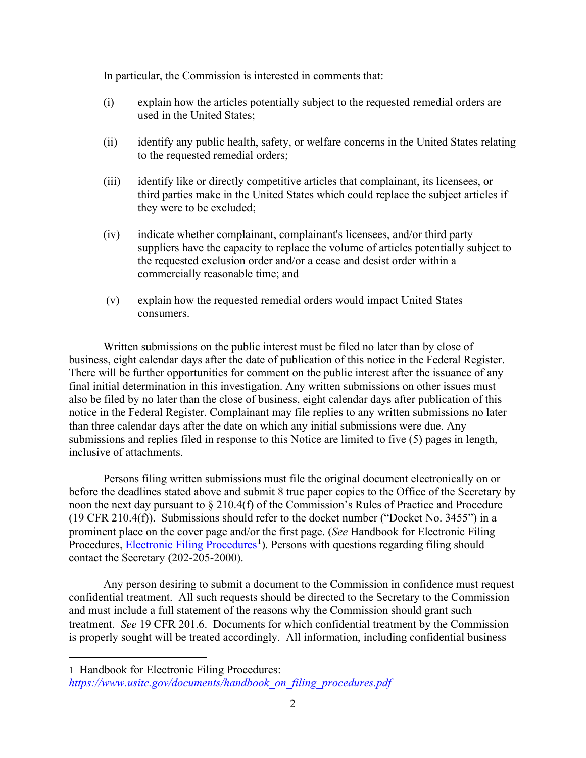In particular, the Commission is interested in comments that:

(i) explain how the articles potentially subject to the requested remedial orders are used in the United States;

(ii) identify any public health, safety, or welfare concerns in the United States relating to the requested remedial orders;

(iii) identify like or directly competitive articles that complainant, its licensees, or third parties make in the United States which could replace the subject articles if they were to be excluded;

(iv) indicate whether complainant, complainant's licensees, and/or third party suppliers have the capacity to replace the volume of articles potentially subject to the requested exclusion order and/or a cease and desist order within a commercially reasonable time; and

(v) explain how the requested remedial orders would impact United States consumers.

Written submissions on the public interest must be filed no later than by close of business, eight calendar days after the date of publication of this notice in the Federal Register. There will be further opportunities for comment on the public interest after the issuance of any final initial determination in this investigation. Any written submissions on other issues must also be filed by no later than the close of business, eight calendar days after publication of this notice in the Federal Register. Complainant may file replies to any written submissions no later than three calendar days after the date on which any initial submissions were due. Any submissions and replies filed in response to this Notice are limited to five (5) pages in length, inclusive of attachments.

Persons filing written submissions must file the original document electronically on or before the deadlines stated above and submit 8 true paper copies to the Office of the Secretary by noon the next day pursuant to § 210.4(f) of the Commission's Rules of Practice and Procedure (19 CFR 210.4(f)). Submissions should refer to the docket number ("Docket No. 3455") in a prominent place on the cover page and/or the first page. (*See* Handbook for Electronic Filing Procedures, [Electronic Filing Procedures](https://www.usitc.gov/documents/handbook_on_filing_procedures.pdf)[1]). Persons with questions regarding filing should contact the Secretary (202-205-2000).

Any person desiring to submit a document to the Commission in confidence must request confidential treatment. All such requests should be directed to the Secretary to the Commission and must include a full statement of the reasons why the Commission should grant such treatment. *See* 19 CFR 201.6. Documents for which confidential treatment by the Commission is properly sought will be treated accordingly. All information, including confidential business

---

1 Handbook for Electronic Filing Procedures: *https://www.usitc.gov/documents/handbook_on_filing_procedures.pdf*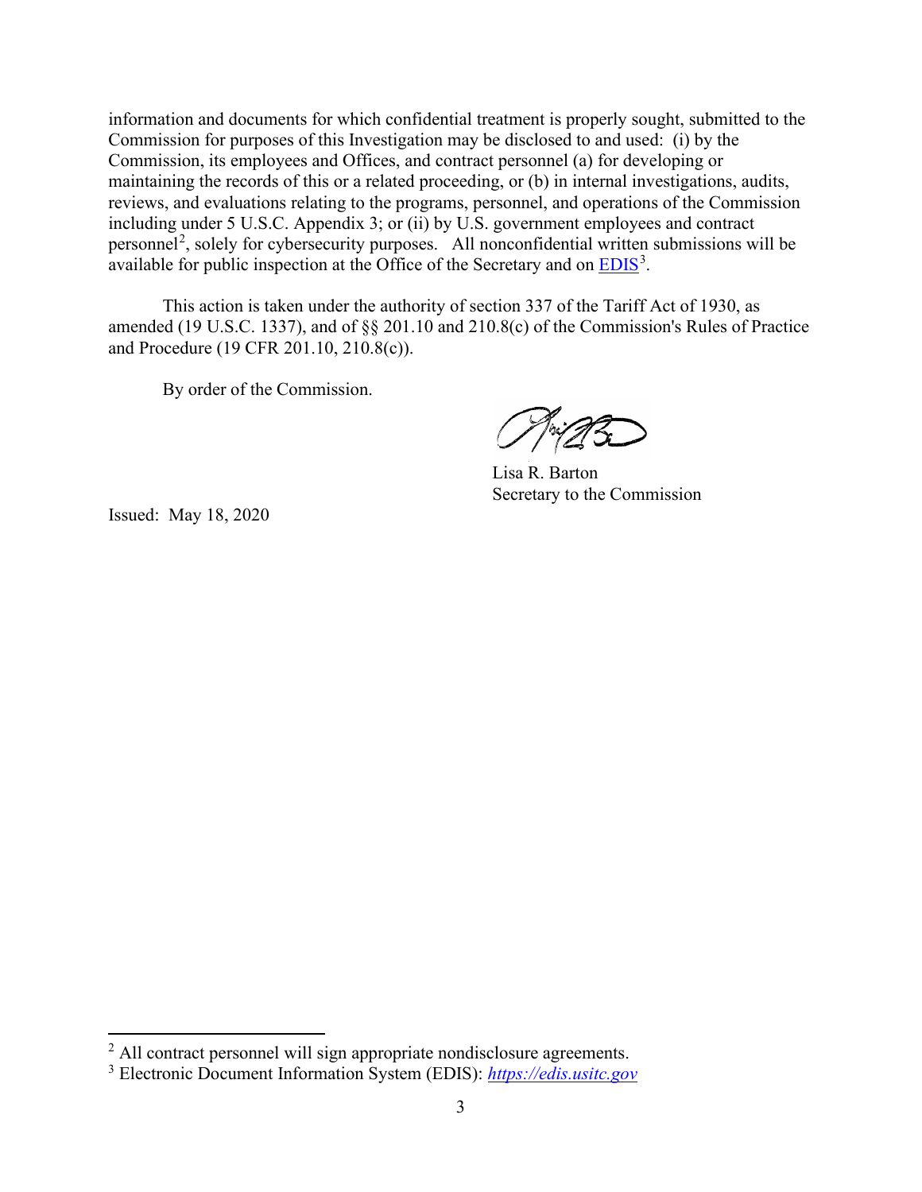information and documents for which confidential treatment is properly sought, submitted to the Commission for purposes of this Investigation may be disclosed to and used: (i) by the Commission, its employees and Offices, and contract personnel (a) for developing or maintaining the records of this or a related proceeding, or (b) in internal investigations, audits, reviews, and evaluations relating to the programs, personnel, and operations of the Commission including under 5 U.S.C. Appendix 3; or (ii) by U.S. government employees and contract personnel[2], solely for cybersecurity purposes. All nonconfidential written submissions will be available for public inspection at the Office of the Secretary and on EDIS[3].

This action is taken under the authority of section 337 of the Tariff Act of 1930, as amended (19 U.S.C. 1337), and of §§ 201.10 and 210.8(c) of the Commission's Rules of Practice and Procedure (19 CFR 201.10, 210.8(c)).

By order of the Commission.

Lisa R. Barton
Secretary to the Commission

Issued: May 18, 2020

[2] All contract personnel will sign appropriate nondisclosure agreements.

[3] Electronic Document Information System (EDIS): *https://edis.usitc.gov*